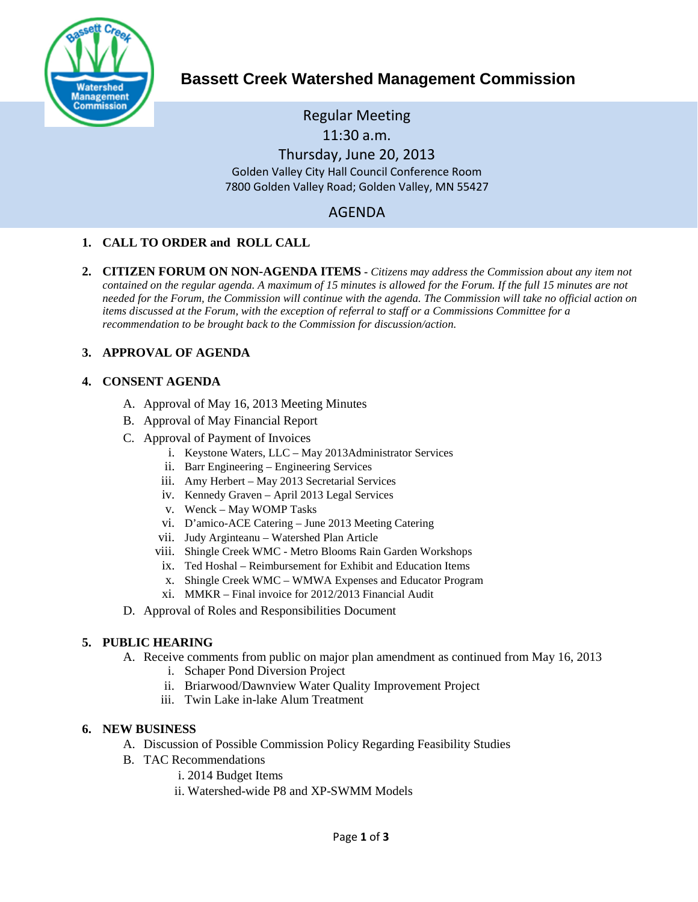# Bassett Creek Watershed Management Commission

Regular Meeting
11:30 a.m.
Thursday, June 20, 2013
Golden Valley City Hall Council Conference Room
7800 Golden Valley Road; Golden Valley, MN 55427

## AGENDA

1. **CALL TO ORDER and ROLL CALL**

2. **CITIZEN FORUM ON NON-AGENDA ITEMS -** *Citizens may address the Commission about any item not contained on the regular agenda. A maximum of 15 minutes is allowed for the Forum. If the full 15 minutes are not needed for the Forum, the Commission will continue with the agenda. The Commission will take no official action on items discussed at the Forum, with the exception of referral to staff or a Commissions Committee for a recommendation to be brought back to the Commission for discussion/action.*

3. **APPROVAL OF AGENDA**

4. **CONSENT AGENDA**
   A. Approval of May 16, 2013 Meeting Minutes
   B. Approval of May Financial Report
   C. Approval of Payment of Invoices
      i. Keystone Waters, LLC – May 2013Administrator Services
      ii. Barr Engineering – Engineering Services
      iii. Amy Herbert – May 2013 Secretarial Services
      iv. Kennedy Graven – April 2013 Legal Services
      v. Wenck – May WOMP Tasks
      vi. D'amico-ACE Catering – June 2013 Meeting Catering
      vii. Judy Arginteanu – Watershed Plan Article
      viii. Shingle Creek WMC - Metro Blooms Rain Garden Workshops
      ix. Ted Hoshal – Reimbursement for Exhibit and Education Items
      x. Shingle Creek WMC – WMWA Expenses and Educator Program
      xi. MMKR – Final invoice for 2012/2013 Financial Audit
   D. Approval of Roles and Responsibilities Document

5. **PUBLIC HEARING**
   A. Receive comments from public on major plan amendment as continued from May 16, 2013
      i. Schaper Pond Diversion Project
      ii. Briarwood/Dawnview Water Quality Improvement Project
      iii. Twin Lake in-lake Alum Treatment

6. **NEW BUSINESS**
   A. Discussion of Possible Commission Policy Regarding Feasibility Studies
   B. TAC Recommendations
      i. 2014 Budget Items
      ii. Watershed-wide P8 and XP-SWMM Models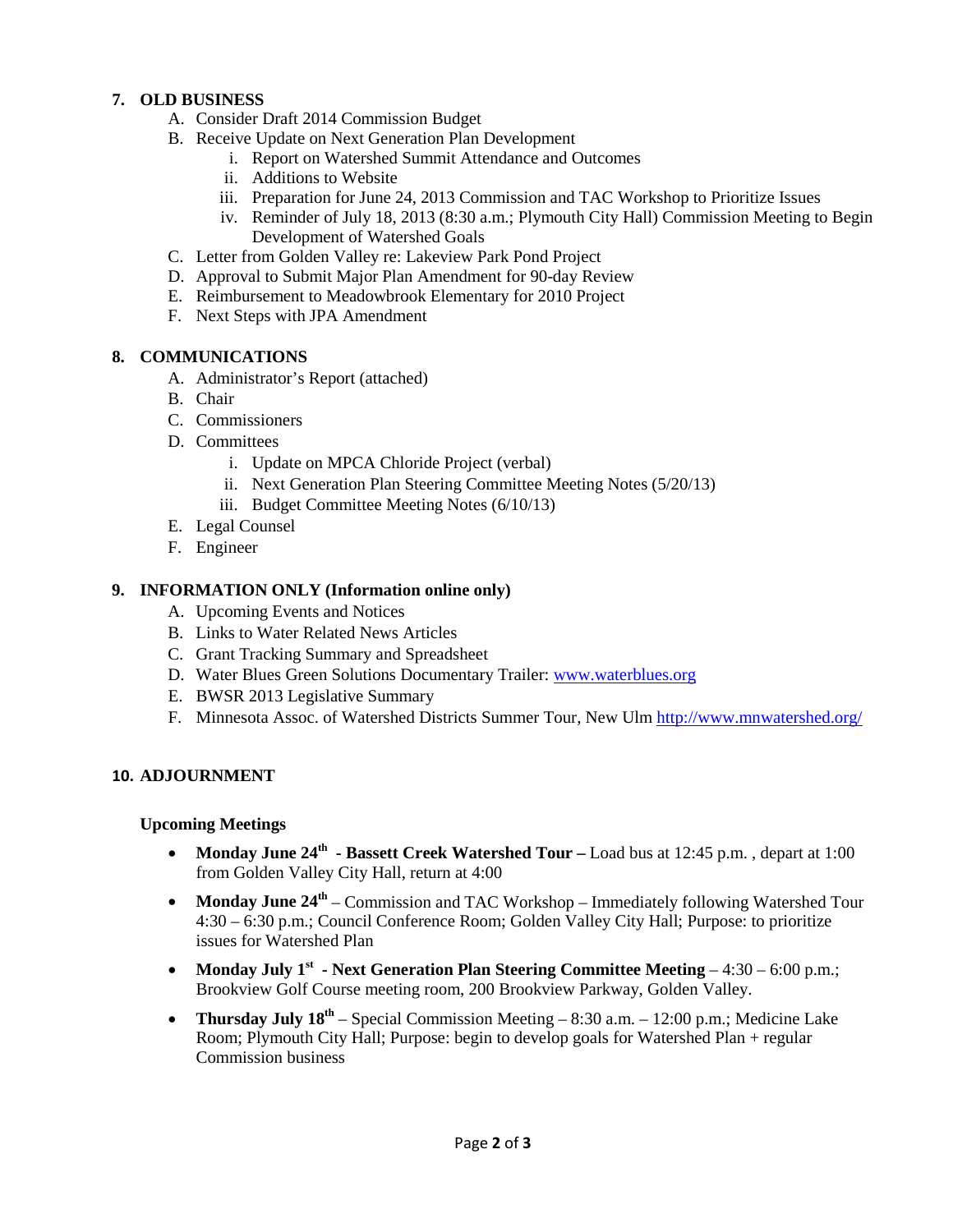## 7. OLD BUSINESS

A. Consider Draft 2014 Commission Budget

B. Receive Update on Next Generation Plan Development

   i. Report on Watershed Summit Attendance and Outcomes

   ii. Additions to Website

   iii. Preparation for June 24, 2013 Commission and TAC Workshop to Prioritize Issues

   iv. Reminder of July 18, 2013 (8:30 a.m.; Plymouth City Hall) Commission Meeting to Begin Development of Watershed Goals

C. Letter from Golden Valley re: Lakeview Park Pond Project

D. Approval to Submit Major Plan Amendment for 90-day Review

E. Reimbursement to Meadowbrook Elementary for 2010 Project

F. Next Steps with JPA Amendment

## 8. COMMUNICATIONS

A. Administrator's Report (attached)

B. Chair

C. Commissioners

D. Committees

   i. Update on MPCA Chloride Project (verbal)

   ii. Next Generation Plan Steering Committee Meeting Notes (5/20/13)

   iii. Budget Committee Meeting Notes (6/10/13)

E. Legal Counsel

F. Engineer

## 9. INFORMATION ONLY (Information online only)

A. Upcoming Events and Notices

B. Links to Water Related News Articles

C. Grant Tracking Summary and Spreadsheet

D. Water Blues Green Solutions Documentary Trailer: www.waterblues.org

E. BWSR 2013 Legislative Summary

F. Minnesota Assoc. of Watershed Districts Summer Tour, New Ulm http://www.mnwatershed.org/

## 10. ADJOURNMENT

### Upcoming Meetings

- **Monday June 24th - Bassett Creek Watershed Tour –** Load bus at 12:45 p.m. , depart at 1:00 from Golden Valley City Hall, return at 4:00
- **Monday June 24th** – Commission and TAC Workshop – Immediately following Watershed Tour 4:30 – 6:30 p.m.; Council Conference Room; Golden Valley City Hall; Purpose: to prioritize issues for Watershed Plan
- **Monday July 1st - Next Generation Plan Steering Committee Meeting** – 4:30 – 6:00 p.m.; Brookview Golf Course meeting room, 200 Brookview Parkway, Golden Valley.
- **Thursday July 18th** – Special Commission Meeting – 8:30 a.m. – 12:00 p.m.; Medicine Lake Room; Plymouth City Hall; Purpose: begin to develop goals for Watershed Plan + regular Commission business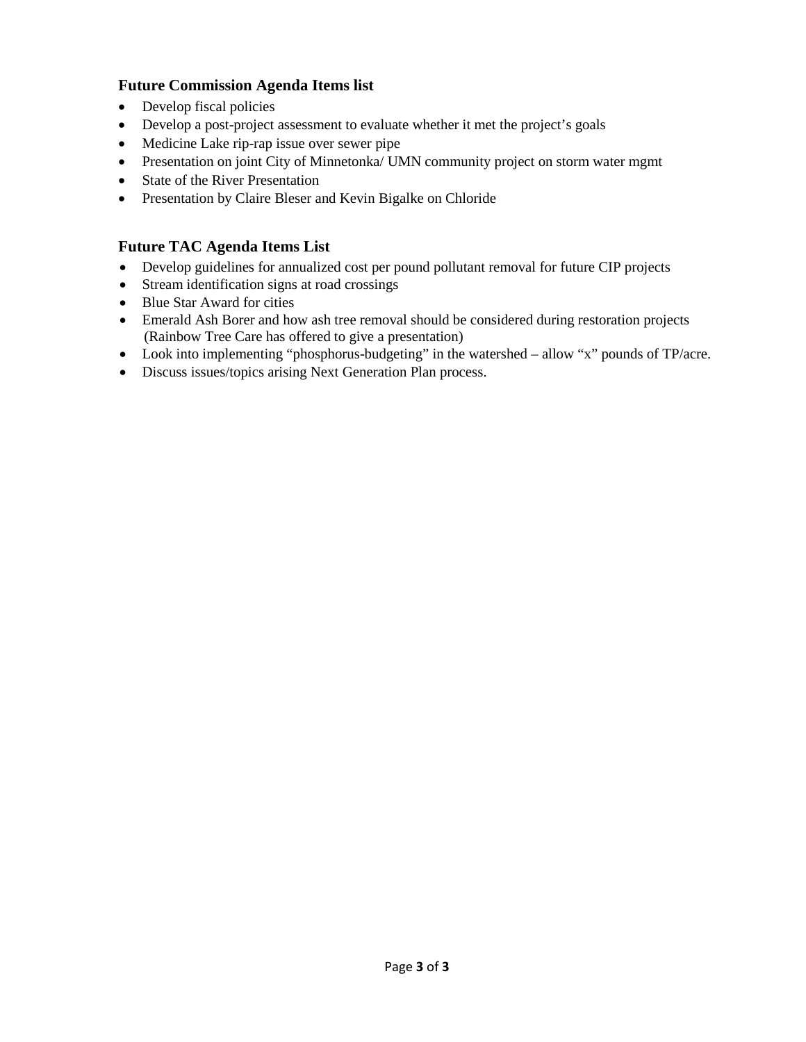### Future Commission Agenda Items list

- Develop fiscal policies
- Develop a post-project assessment to evaluate whether it met the project's goals
- Medicine Lake rip-rap issue over sewer pipe
- Presentation on joint City of Minnetonka/ UMN community project on storm water mgmt
- State of the River Presentation
- Presentation by Claire Bleser and Kevin Bigalke on Chloride

### Future TAC Agenda Items List

- Develop guidelines for annualized cost per pound pollutant removal for future CIP projects
- Stream identification signs at road crossings
- Blue Star Award for cities
- Emerald Ash Borer and how ash tree removal should be considered during restoration projects (Rainbow Tree Care has offered to give a presentation)
- Look into implementing "phosphorus-budgeting" in the watershed – allow "x" pounds of TP/acre.
- Discuss issues/topics arising Next Generation Plan process.